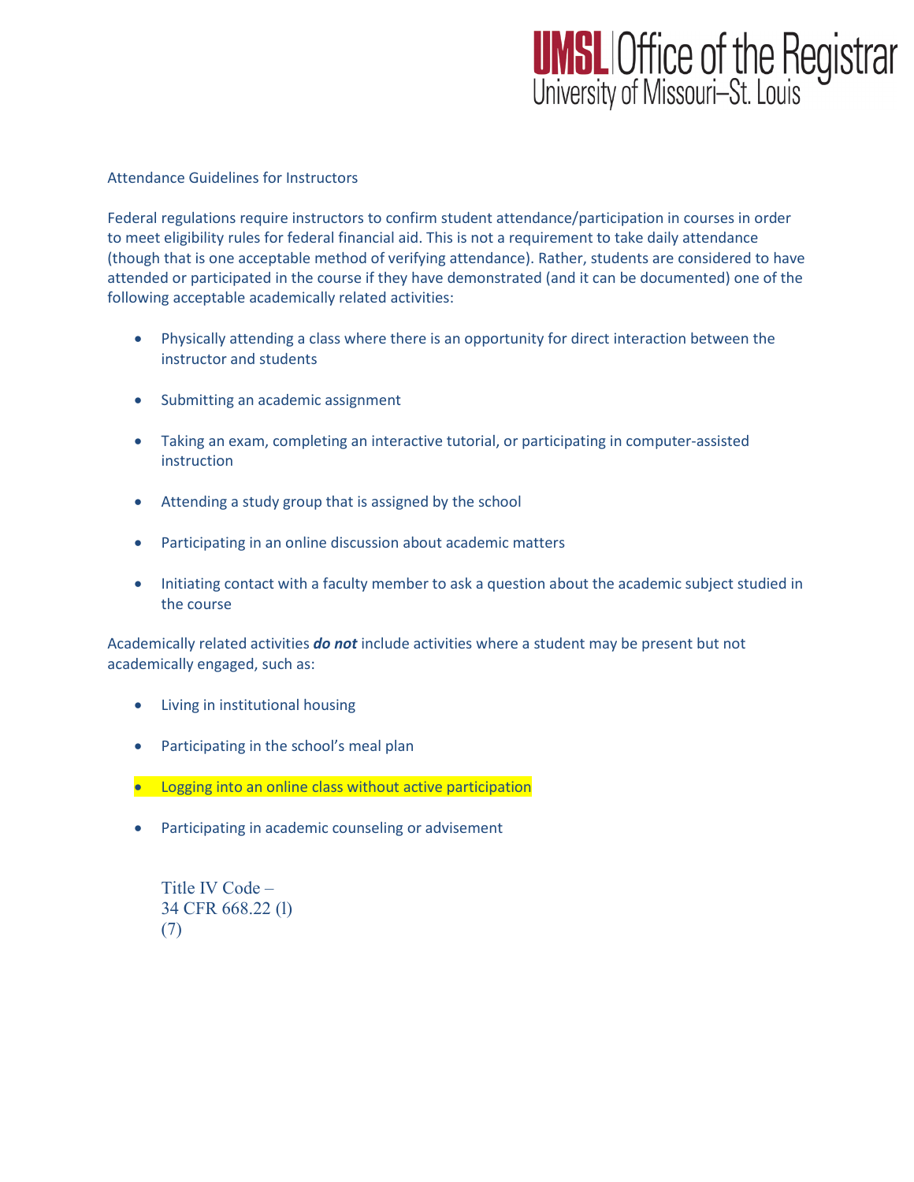# UMSL Office of the Registrar
University of Missouri–St. Louis

Attendance Guidelines for Instructors

Federal regulations require instructors to confirm student attendance/participation in courses in order to meet eligibility rules for federal financial aid. This is not a requirement to take daily attendance (though that is one acceptable method of verifying attendance). Rather, students are considered to have attended or participated in the course if they have demonstrated (and it can be documented) one of the following acceptable academically related activities:

- Physically attending a class where there is an opportunity for direct interaction between the instructor and students
- Submitting an academic assignment
- Taking an exam, completing an interactive tutorial, or participating in computer-assisted instruction
- Attending a study group that is assigned by the school
- Participating in an online discussion about academic matters
- Initiating contact with a faculty member to ask a question about the academic subject studied in the course

Academically related activities ***do not*** include activities where a student may be present but not academically engaged, such as:

- Living in institutional housing
- Participating in the school's meal plan
- Logging into an online class without active participation
- Participating in academic counseling or advisement

Title IV Code –
34 CFR 668.22 (l)
(7)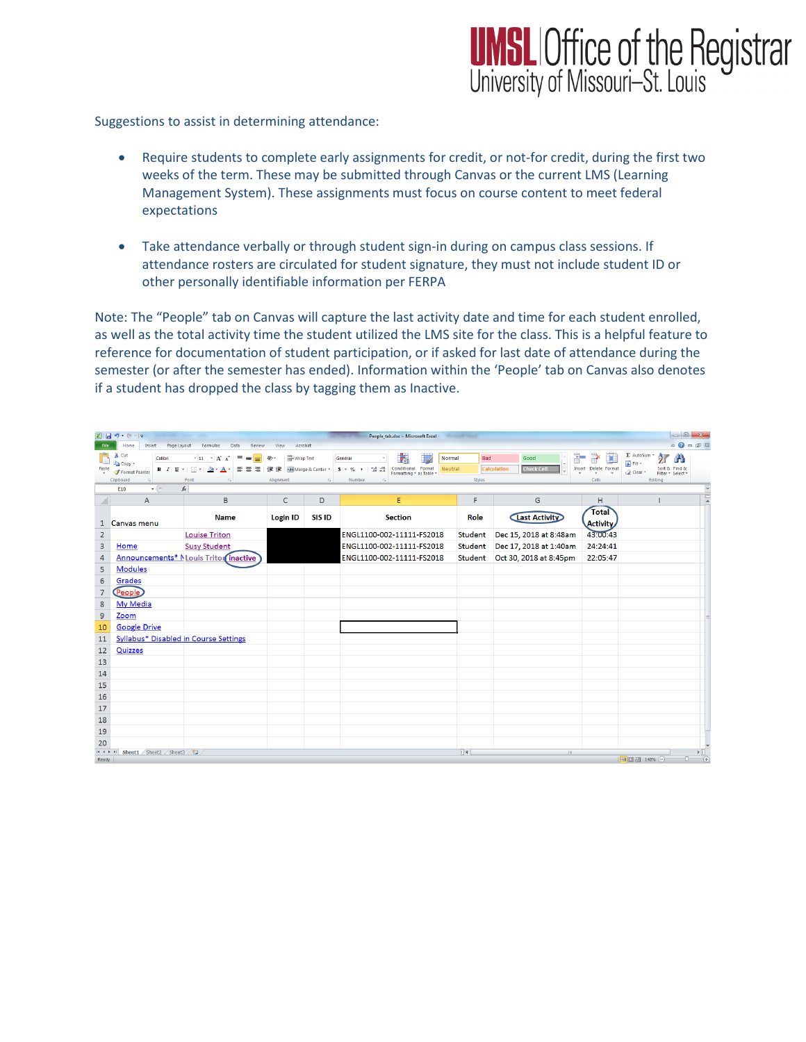Suggestions to assist in determining attendance:

- Require students to complete early assignments for credit, or not-for credit, during the first two weeks of the term. These may be submitted through Canvas or the current LMS (Learning Management System). These assignments must focus on course content to meet federal expectations

- Take attendance verbally or through student sign-in during on campus class sessions. If attendance rosters are circulated for student signature, they must not include student ID or other personally identifiable information per FERPA

Note: The "People" tab on Canvas will capture the last activity date and time for each student enrolled, as well as the total activity time the student utilized the LMS site for the class. This is a helpful feature to reference for documentation of student participation, or if asked for last date of attendance during the semester (or after the semester has ended). Information within the 'People' tab on Canvas also denotes if a student has dropped the class by tagging them as Inactive.

| Canvas menu | Name | Login ID | SIS ID | Section | Role | Last Activity | Total Activity |
|---|---|---|---|---|---|---|---|
| | Louise Triton | | | ENGL1100-002-11111-FS2018 | Student | Dec 15, 2018 at 8:48am | 43:00:43 |
| Home | Susy Student | | | ENGL1100-002-11111-FS2018 | Student | Dec 17, 2018 at 1:40am | 24:24:41 |
| Announcements* | Louis Triton Inactive | | | ENGL1100-002-11111-FS2018 | Student | Oct 30, 2018 at 8:45pm | 22:05:47 |
| Modules | | | | | | | |
| Grades | | | | | | | |
| People | | | | | | | |
| My Media | | | | | | | |
| Zoom | | | | | | | |
| Google Drive | | | | | | | |
| Syllabus* Disabled in Course Settings | | | | | | | |
| Quizzes | | | | | | | |